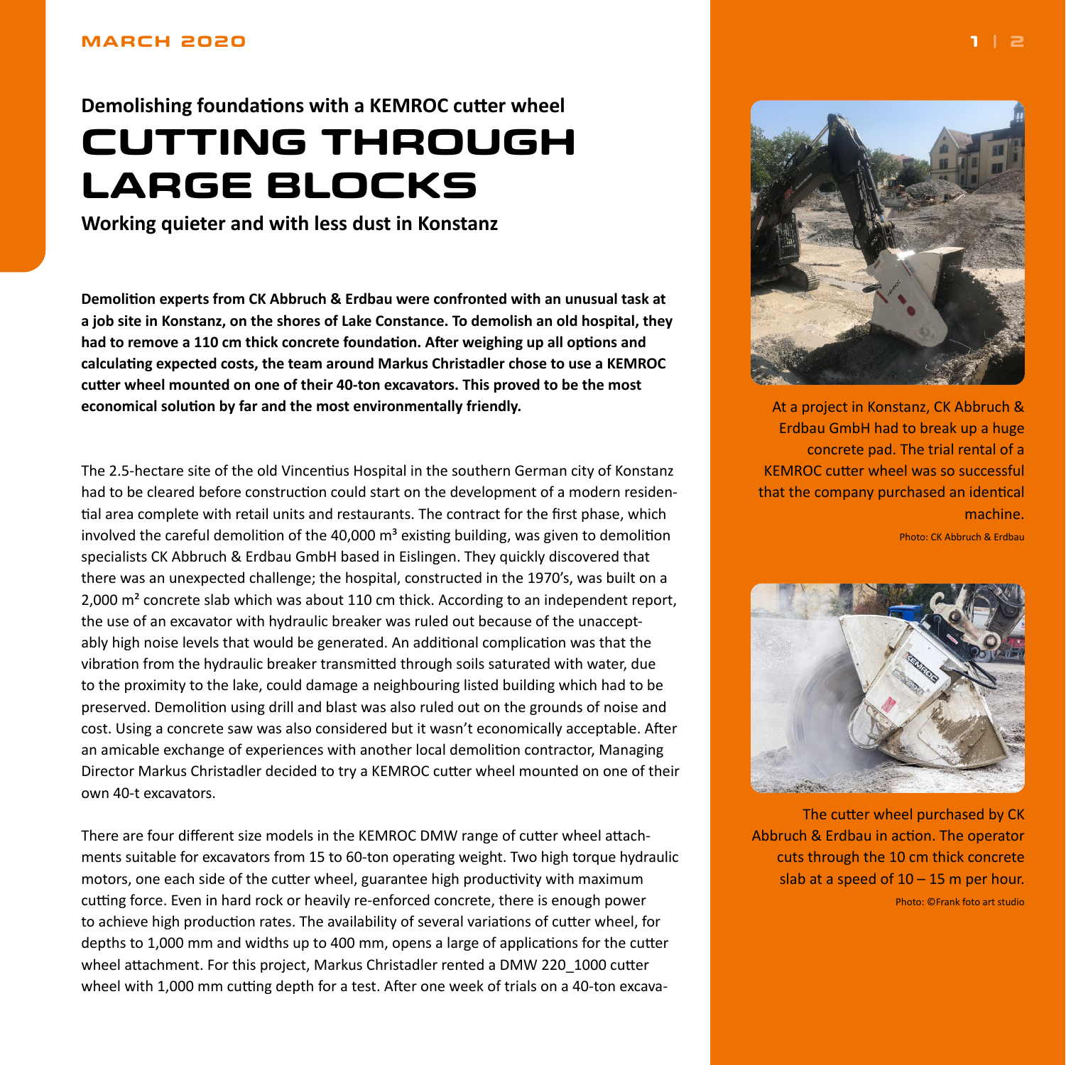Demolishing foundations with a KEMROC cutter wheel

# CUTTING THROUGH LARGE BLOCKS

**Working quieter and with less dust in Konstanz**

**Demolition experts from CK Abbruch & Erdbau were confronted with an unusual task at a job site in Konstanz, on the shores of Lake Constance. To demolish an old hospital, they had to remove a 110 cm thick concrete foundation. After weighing up all options and calculating expected costs, the team around Markus Christadler chose to use a KEMROC cutter wheel mounted on one of their 40-ton excavators. This proved to be the most economical solution by far and the most environmentally friendly.**

The 2.5-hectare site of the old Vincentius Hospital in the southern German city of Konstanz had to be cleared before construction could start on the development of a modern residential area complete with retail units and restaurants. The contract for the first phase, which involved the careful demolition of the 40,000 m³ existing building, was given to demolition specialists CK Abbruch & Erdbau GmbH based in Eislingen. They quickly discovered that there was an unexpected challenge; the hospital, constructed in the 1970's, was built on a 2,000 m² concrete slab which was about 110 cm thick. According to an independent report, the use of an excavator with hydraulic breaker was ruled out because of the unacceptably high noise levels that would be generated. An additional complication was that the vibration from the hydraulic breaker transmitted through soils saturated with water, due to the proximity to the lake, could damage a neighbouring listed building which had to be preserved. Demolition using drill and blast was also ruled out on the grounds of noise and cost. Using a concrete saw was also considered but it wasn't economically acceptable. After an amicable exchange of experiences with another local demolition contractor, Managing Director Markus Christadler decided to try a KEMROC cutter wheel mounted on one of their own 40-t excavators.

There are four different size models in the KEMROC DMW range of cutter wheel attachments suitable for excavators from 15 to 60-ton operating weight. Two high torque hydraulic motors, one each side of the cutter wheel, guarantee high productivity with maximum cutting force. Even in hard rock or heavily re-enforced concrete, there is enough power to achieve high production rates. The availability of several variations of cutter wheel, for depths to 1,000 mm and widths up to 400 mm, opens a large of applications for the cutter wheel attachment. For this project, Markus Christadler rented a DMW 220_1000 cutter wheel with 1,000 mm cutting depth for a test. After one week of trials on a 40-ton excava-

At a project in Konstanz, CK Abbruch & Erdbau GmbH had to break up a huge concrete pad. The trial rental of a KEMROC cutter wheel was so successful that the company purchased an identical machine.

Photo: CK Abbruch & Erdbau

The cutter wheel purchased by CK Abbruch & Erdbau in action. The operator cuts through the 10 cm thick concrete slab at a speed of 10 – 15 m per hour.

Photo: ©Frank foto art studio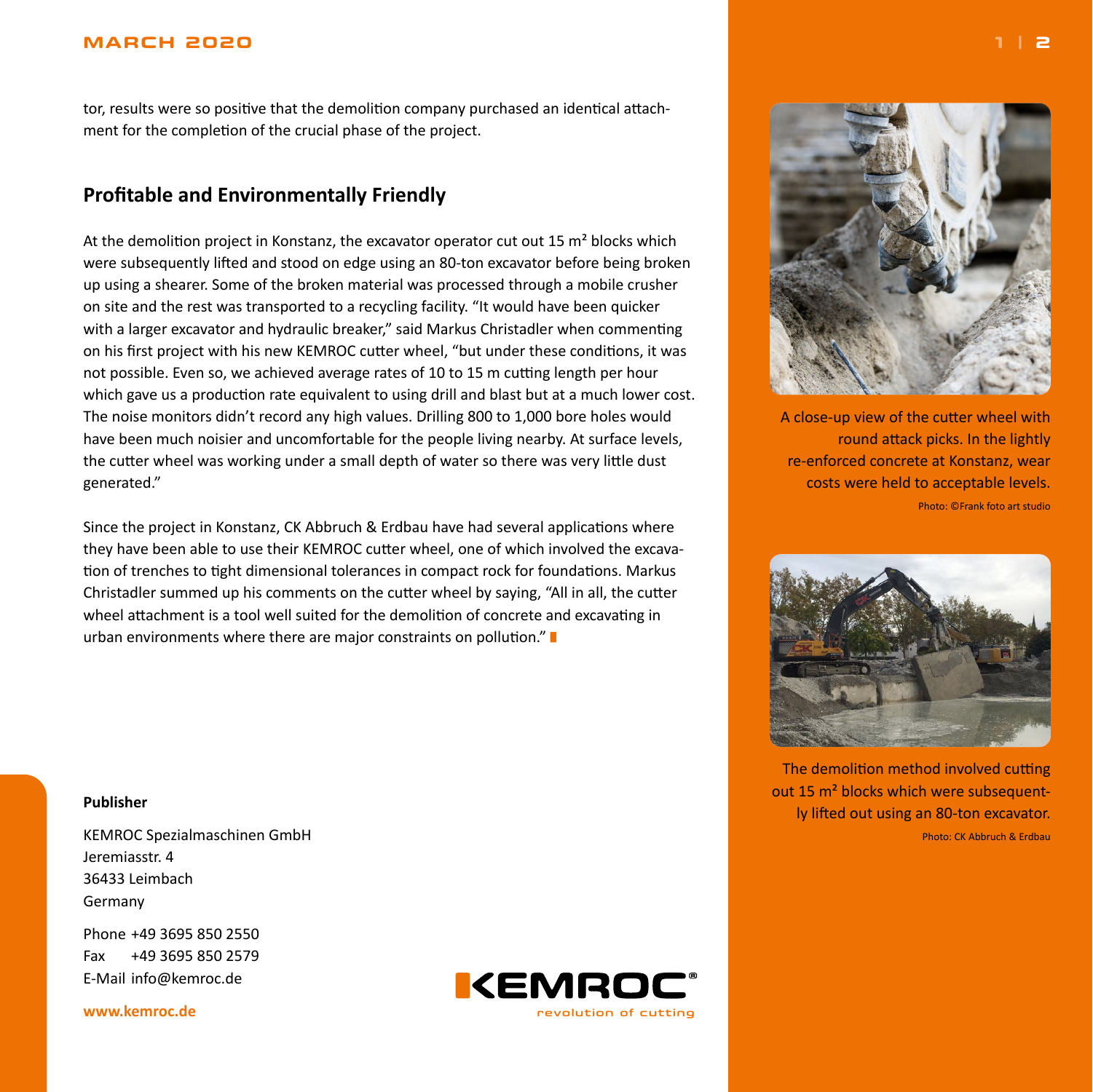tor, results were so positive that the demolition company purchased an identical attachment for the completion of the crucial phase of the project.

## Profitable and Environmentally Friendly

At the demolition project in Konstanz, the excavator operator cut out 15 $m^2$ blocks which were subsequently lifted and stood on edge using an 80-ton excavator before being broken up using a shearer. Some of the broken material was processed through a mobile crusher on site and the rest was transported to a recycling facility. “It would have been quicker with a larger excavator and hydraulic breaker,” said Markus Christadler when commenting on his first project with his new KEMROC cutter wheel, “but under these conditions, it was not possible. Even so, we achieved average rates of 10 to 15 m cutting length per hour which gave us a production rate equivalent to using drill and blast but at a much lower cost. The noise monitors didn’t record any high values. Drilling 800 to 1,000 bore holes would have been much noisier and uncomfortable for the people living nearby. At surface levels, the cutter wheel was working under a small depth of water so there was very little dust generated.”

Since the project in Konstanz, CK Abbruch & Erdbau have had several applications where they have been able to use their KEMROC cutter wheel, one of which involved the excavation of trenches to tight dimensional tolerances in compact rock for foundations. Markus Christadler summed up his comments on the cutter wheel by saying, “All in all, the cutter wheel attachment is a tool well suited for the demolition of concrete and excavating in urban environments where there are major constraints on pollution.”

A close-up view of the cutter wheel with round attack picks. In the lightly re-enforced concrete at Konstanz, wear costs were held to acceptable levels.

Photo: ©Frank foto art studio

The demolition method involved cutting out 15 $m^2$ blocks which were subsequently lifted out using an 80-ton excavator.

Photo: CK Abbruch & Erdbau

**Publisher**

KEMROC Spezialmaschinen GmbH
Jeremiasstr. 4
36433 Leimbach
Germany

Phone +49 3695 850 2550
Fax +49 3695 850 2579
E-Mail info@kemroc.de

**www.kemroc.de**

KEMROC®
revolution of cutting